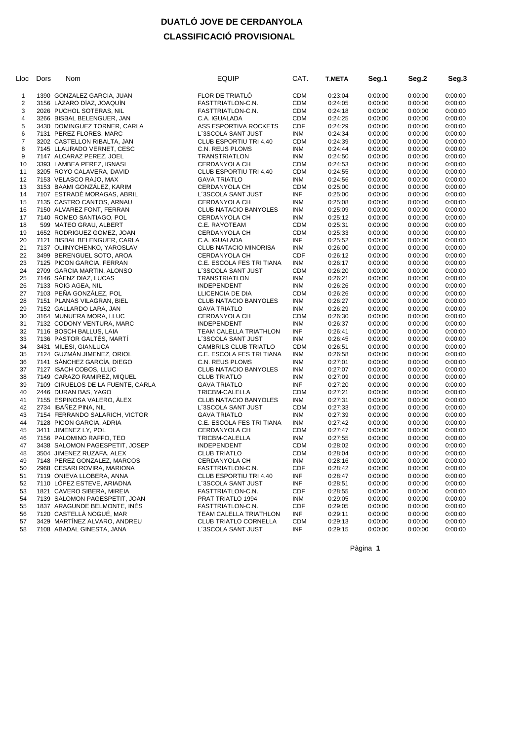# DUATLÓ JOVE DE CERDANYOLA

## CLASSIFICACIÓ PROVISIONAL

| Lloc | Dors | Nom | EQUIP | CAT. | T.META | Seg.1 | Seg.2 | Seg.3 |
|---|---|---|---|---|---|---|---|---|
| 1 | 1390 | GONZALEZ GARCIA, JUAN | FLOR DE TRIATLÓ | CDM | 0:23:04 | 0:00:00 | 0:00:00 | 0:00:00 |
| 2 | 3156 | LÁZARO DÍAZ, JOAQUÍN | FASTTRIATLON-C.N. | CDM | 0:24:05 | 0:00:00 | 0:00:00 | 0:00:00 |
| 3 | 2026 | PUCHOL SOTERAS, NIL | FASTTRIATLON-C.N. | CDM | 0:24:18 | 0:00:00 | 0:00:00 | 0:00:00 |
| 4 | 3266 | BISBAL BELENGUER, JAN | C.A. IGUALADA | CDM | 0:24:25 | 0:00:00 | 0:00:00 | 0:00:00 |
| 5 | 3430 | DOMINGUEZ TORNER, CARLA | ASS ESPORTIVA ROCKETS | CDF | 0:24:29 | 0:00:00 | 0:00:00 | 0:00:00 |
| 6 | 7131 | PEREZ FLORES, MARC | L´3SCOLA SANT JUST | INM | 0:24:34 | 0:00:00 | 0:00:00 | 0:00:00 |
| 7 | 3202 | CASTELLON RIBALTA, JAN | CLUB ESPORTIU TRI 4.40 | CDM | 0:24:39 | 0:00:00 | 0:00:00 | 0:00:00 |
| 8 | 7145 | LLAURADO VERNET, CESC | C.N. REUS PLOMS | INM | 0:24:44 | 0:00:00 | 0:00:00 | 0:00:00 |
| 9 | 7147 | ALCARAZ PEREZ, JOEL | TRANSTRIATLON | INM | 0:24:50 | 0:00:00 | 0:00:00 | 0:00:00 |
| 10 | 3393 | LAMBEA PEREZ, IGNASI | CERDANYOLA CH | CDM | 0:24:53 | 0:00:00 | 0:00:00 | 0:00:00 |
| 11 | 3205 | ROYO CALAVERA, DAVID | CLUB ESPORTIU TRI 4.40 | CDM | 0:24:55 | 0:00:00 | 0:00:00 | 0:00:00 |
| 12 | 7153 | VELASCO RAJO, MAX | GAVA TRIATLO | INM | 0:24:56 | 0:00:00 | 0:00:00 | 0:00:00 |
| 13 | 3153 | BAAMI GONZÁLEZ, KARIM | CERDANYOLA CH | CDM | 0:25:00 | 0:00:00 | 0:00:00 | 0:00:00 |
| 14 | 7107 | ESTRADÉ MORAGAS, ABRIL | L´3SCOLA SANT JUST | INF | 0:25:00 | 0:00:00 | 0:00:00 | 0:00:00 |
| 15 | 7135 | CASTRO CANTOS, ARNAU | CERDANYOLA CH | INM | 0:25:08 | 0:00:00 | 0:00:00 | 0:00:00 |
| 16 | 7150 | ALVAREZ FONT, FERRAN | CLUB NATACIO BANYOLES | INM | 0:25:09 | 0:00:00 | 0:00:00 | 0:00:00 |
| 17 | 7140 | ROMEO SANTIAGO, POL | CERDANYOLA CH | INM | 0:25:12 | 0:00:00 | 0:00:00 | 0:00:00 |
| 18 | 599 | MATEO GRAU, ALBERT | C.E. RAYOTEAM | CDM | 0:25:31 | 0:00:00 | 0:00:00 | 0:00:00 |
| 19 | 1652 | RODRIGUEZ GOMEZ, JOAN | CERDANYOLA CH | CDM | 0:25:33 | 0:00:00 | 0:00:00 | 0:00:00 |
| 20 | 7121 | BISBAL BELENGUER, CARLA | C.A. IGUALADA | INF | 0:25:52 | 0:00:00 | 0:00:00 | 0:00:00 |
| 21 | 7137 | OLIINYCHENKO, YAROSLAV | CLUB NATACIO MINORISA | INM | 0:26:00 | 0:00:00 | 0:00:00 | 0:00:00 |
| 22 | 3499 | BERENGUEL SOTO, AROA | CERDANYOLA CH | CDF | 0:26:12 | 0:00:00 | 0:00:00 | 0:00:00 |
| 23 | 7125 | PICON GARCIA, FERRAN | C.E. ESCOLA FES TRI TIANA | INM | 0:26:17 | 0:00:00 | 0:00:00 | 0:00:00 |
| 24 | 2709 | GARCIA MARTIN, ALONSO | L´3SCOLA SANT JUST | CDM | 0:26:20 | 0:00:00 | 0:00:00 | 0:00:00 |
| 25 | 7146 | SÁENZ DIAZ, LUCAS | TRANSTRIATLON | INM | 0:26:21 | 0:00:00 | 0:00:00 | 0:00:00 |
| 26 | 7133 | ROIG AGEA, NIL | INDEPENDENT | INM | 0:26:26 | 0:00:00 | 0:00:00 | 0:00:00 |
| 27 | 7103 | PEÑA GONZÁLEZ, POL | LLICENCIA DE DIA | CDM | 0:26:26 | 0:00:00 | 0:00:00 | 0:00:00 |
| 28 | 7151 | PLANAS VILAGRAN, BIEL | CLUB NATACIO BANYOLES | INM | 0:26:27 | 0:00:00 | 0:00:00 | 0:00:00 |
| 29 | 7152 | GALLARDO LARA, JAN | GAVA TRIATLO | INM | 0:26:29 | 0:00:00 | 0:00:00 | 0:00:00 |
| 30 | 3164 | MUNUERA MORA, LLUC | CERDANYOLA CH | CDM | 0:26:30 | 0:00:00 | 0:00:00 | 0:00:00 |
| 31 | 7132 | CODONY VENTURA, MARC | INDEPENDENT | INM | 0:26:37 | 0:00:00 | 0:00:00 | 0:00:00 |
| 32 | 7116 | BOSCH BALLUS, LAIA | TEAM CALELLA TRIATHLON | INF | 0:26:41 | 0:00:00 | 0:00:00 | 0:00:00 |
| 33 | 7136 | PASTOR GALTÉS, MARTÍ | L´3SCOLA SANT JUST | INM | 0:26:45 | 0:00:00 | 0:00:00 | 0:00:00 |
| 34 | 3431 | MILESI, GIANLUCA | CAMBRILS CLUB TRIATLO | CDM | 0:26:51 | 0:00:00 | 0:00:00 | 0:00:00 |
| 35 | 7124 | GUZMÁN JIMENEZ, ORIOL | C.E. ESCOLA FES TRI TIANA | INM | 0:26:58 | 0:00:00 | 0:00:00 | 0:00:00 |
| 36 | 7141 | SÁNCHEZ GARCÍA, DIEGO | C.N. REUS PLOMS | INM | 0:27:01 | 0:00:00 | 0:00:00 | 0:00:00 |
| 37 | 7127 | ISACH COBOS, LLUC | CLUB NATACIO BANYOLES | INM | 0:27:07 | 0:00:00 | 0:00:00 | 0:00:00 |
| 38 | 7149 | CARAZO RAMIREZ, MIQUEL | CLUB TRIATLO | INM | 0:27:09 | 0:00:00 | 0:00:00 | 0:00:00 |
| 39 | 7109 | CIRUELOS DE LA FUENTE, CARLA | GAVA TRIATLO | INF | 0:27:20 | 0:00:00 | 0:00:00 | 0:00:00 |
| 40 | 2446 | DURAN BAS, YAGO | TRICBM-CALELLA | CDM | 0:27:21 | 0:00:00 | 0:00:00 | 0:00:00 |
| 41 | 7155 | ESPINOSA VALERO, ÀLEX | CLUB NATACIO BANYOLES | INM | 0:27:31 | 0:00:00 | 0:00:00 | 0:00:00 |
| 42 | 2734 | IBAÑEZ PINA, NIL | L´3SCOLA SANT JUST | CDM | 0:27:33 | 0:00:00 | 0:00:00 | 0:00:00 |
| 43 | 7154 | FERRANDO SALARICH, VICTOR | GAVA TRIATLO | INM | 0:27:39 | 0:00:00 | 0:00:00 | 0:00:00 |
| 44 | 7128 | PICON GARCIA, ADRIA | C.E. ESCOLA FES TRI TIANA | INM | 0:27:42 | 0:00:00 | 0:00:00 | 0:00:00 |
| 45 | 3411 | JIMENEZ LY, POL | CERDANYOLA CH | CDM | 0:27:47 | 0:00:00 | 0:00:00 | 0:00:00 |
| 46 | 7156 | PALOMINO RAFFO, TEO | TRICBM-CALELLA | INM | 0:27:55 | 0:00:00 | 0:00:00 | 0:00:00 |
| 47 | 3438 | SALOMON PAGESPETIT, JOSEP | INDEPENDENT | CDM | 0:28:02 | 0:00:00 | 0:00:00 | 0:00:00 |
| 48 | 3504 | JIMENEZ RUZAFA, ALEX | CLUB TRIATLO | CDM | 0:28:04 | 0:00:00 | 0:00:00 | 0:00:00 |
| 49 | 7148 | PEREZ GONZALEZ, MARCOS | CERDANYOLA CH | INM | 0:28:16 | 0:00:00 | 0:00:00 | 0:00:00 |
| 50 | 2968 | CESARI ROVIRA, MARIONA | FASTTRIATLON-C.N. | CDF | 0:28:42 | 0:00:00 | 0:00:00 | 0:00:00 |
| 51 | 7119 | ONIEVA LLOBERA, ANNA | CLUB ESPORTIU TRI 4.40 | INF | 0:28:47 | 0:00:00 | 0:00:00 | 0:00:00 |
| 52 | 7110 | LÓPEZ ESTEVE, ARIADNA | L´3SCOLA SANT JUST | INF | 0:28:51 | 0:00:00 | 0:00:00 | 0:00:00 |
| 53 | 1821 | CAVERO SIBERA, MIREIA | FASTTRIATLON-C.N. | CDF | 0:28:55 | 0:00:00 | 0:00:00 | 0:00:00 |
| 54 | 7139 | SALOMON PAGESPETIT, JOAN | PRAT TRIATLO 1994 | INM | 0:29:05 | 0:00:00 | 0:00:00 | 0:00:00 |
| 55 | 1837 | ARAGUNDE BELMONTE, INÉS | FASTTRIATLON-C.N. | CDF | 0:29:05 | 0:00:00 | 0:00:00 | 0:00:00 |
| 56 | 7120 | CASTELLÀ NOGUÉ, MAR | TEAM CALELLA TRIATHLON | INF | 0:29:11 | 0:00:00 | 0:00:00 | 0:00:00 |
| 57 | 3429 | MARTÍNEZ ALVARO, ANDREU | CLUB TRIATLO CORNELLA | CDM | 0:29:13 | 0:00:00 | 0:00:00 | 0:00:00 |
| 58 | 7108 | ABADAL GINESTA, JANA | L´3SCOLA SANT JUST | INF | 0:29:15 | 0:00:00 | 0:00:00 | 0:00:00 |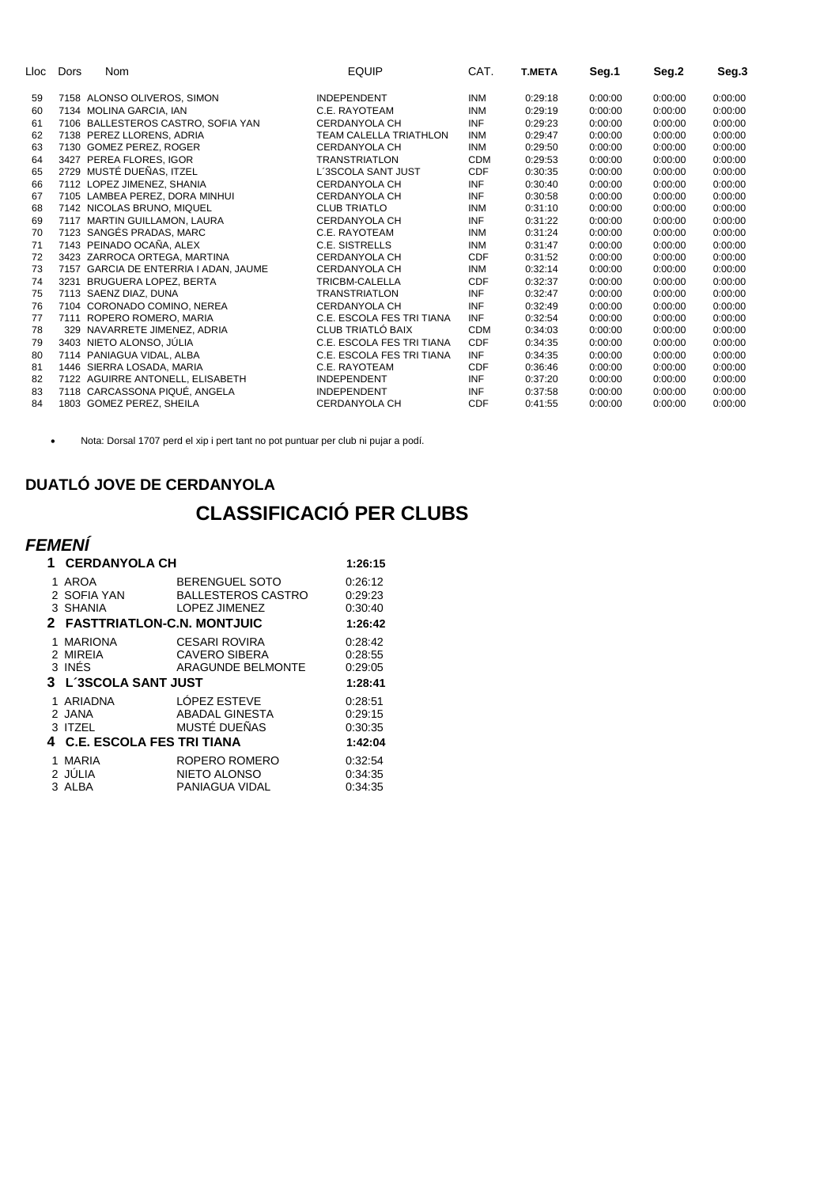| Lloc | Dors | Nom | EQUIP | CAT. | T.META | Seg.1 | Seg.2 | Seg.3 |
|---|---|---|---|---|---|---|---|---|
| 59 | 7158 | ALONSO OLIVEROS, SIMON | INDEPENDENT | INM | 0:29:18 | 0:00:00 | 0:00:00 | 0:00:00 |
| 60 | 7134 | MOLINA GARCIA, IAN | C.E. RAYOTEAM | INM | 0:29:19 | 0:00:00 | 0:00:00 | 0:00:00 |
| 61 | 7106 | BALLESTEROS CASTRO, SOFIA YAN | CERDANYOLA CH | INF | 0:29:23 | 0:00:00 | 0:00:00 | 0:00:00 |
| 62 | 7138 | PEREZ LLORENS, ADRIA | TEAM CALELLA TRIATHLON | INM | 0:29:47 | 0:00:00 | 0:00:00 | 0:00:00 |
| 63 | 7130 | GOMEZ PEREZ, ROGER | CERDANYOLA CH | INM | 0:29:50 | 0:00:00 | 0:00:00 | 0:00:00 |
| 64 | 3427 | PEREA FLORES, IGOR | TRANSTRIATLON | CDM | 0:29:53 | 0:00:00 | 0:00:00 | 0:00:00 |
| 65 | 2729 | MUSTÉ DUEÑAS, ITZEL | L´3SCOLA SANT JUST | CDF | 0:30:35 | 0:00:00 | 0:00:00 | 0:00:00 |
| 66 | 7112 | LOPEZ JIMENEZ, SHANIA | CERDANYOLA CH | INF | 0:30:40 | 0:00:00 | 0:00:00 | 0:00:00 |
| 67 | 7105 | LAMBEA PEREZ, DORA MINHUI | CERDANYOLA CH | INF | 0:30:58 | 0:00:00 | 0:00:00 | 0:00:00 |
| 68 | 7142 | NICOLAS BRUNO, MIQUEL | CLUB TRIATLO | INM | 0:31:10 | 0:00:00 | 0:00:00 | 0:00:00 |
| 69 | 7117 | MARTIN GUILLAMON, LAURA | CERDANYOLA CH | INF | 0:31:22 | 0:00:00 | 0:00:00 | 0:00:00 |
| 70 | 7123 | SANGÉS PRADAS, MARC | C.E. RAYOTEAM | INM | 0:31:24 | 0:00:00 | 0:00:00 | 0:00:00 |
| 71 | 7143 | PEINADO OCAÑA, ALEX | C.E. SISTRELLS | INM | 0:31:47 | 0:00:00 | 0:00:00 | 0:00:00 |
| 72 | 3423 | ZARROCA ORTEGA, MARTINA | CERDANYOLA CH | CDF | 0:31:52 | 0:00:00 | 0:00:00 | 0:00:00 |
| 73 | 7157 | GARCIA DE ENTERRIA I ADAN, JAUME | CERDANYOLA CH | INM | 0:32:14 | 0:00:00 | 0:00:00 | 0:00:00 |
| 74 | 3231 | BRUGUERA LOPEZ, BERTA | TRICBM-CALELLA | CDF | 0:32:37 | 0:00:00 | 0:00:00 | 0:00:00 |
| 75 | 7113 | SAENZ DIAZ, DUNA | TRANSTRIATLON | INF | 0:32:47 | 0:00:00 | 0:00:00 | 0:00:00 |
| 76 | 7104 | CORONADO COMINO, NEREA | CERDANYOLA CH | INF | 0:32:49 | 0:00:00 | 0:00:00 | 0:00:00 |
| 77 | 7111 | ROPERO ROMERO, MARIA | C.E. ESCOLA FES TRI TIANA | INF | 0:32:54 | 0:00:00 | 0:00:00 | 0:00:00 |
| 78 | 329 | NAVARRETE JIMENEZ, ADRIA | CLUB TRIATLÓ BAIX | CDM | 0:34:03 | 0:00:00 | 0:00:00 | 0:00:00 |
| 79 | 3403 | NIETO ALONSO, JÚLIA | C.E. ESCOLA FES TRI TIANA | CDF | 0:34:35 | 0:00:00 | 0:00:00 | 0:00:00 |
| 80 | 7114 | PANIAGUA VIDAL, ALBA | C.E. ESCOLA FES TRI TIANA | INF | 0:34:35 | 0:00:00 | 0:00:00 | 0:00:00 |
| 81 | 1446 | SIERRA LOSADA, MARIA | C.E. RAYOTEAM | CDF | 0:36:46 | 0:00:00 | 0:00:00 | 0:00:00 |
| 82 | 7122 | AGUIRRE ANTONELL, ELISABETH | INDEPENDENT | INF | 0:37:20 | 0:00:00 | 0:00:00 | 0:00:00 |
| 83 | 7118 | CARCASSONA PIQUÉ, ANGELA | INDEPENDENT | INF | 0:37:58 | 0:00:00 | 0:00:00 | 0:00:00 |
| 84 | 1803 | GOMEZ PEREZ, SHEILA | CERDANYOLA CH | CDF | 0:41:55 | 0:00:00 | 0:00:00 | 0:00:00 |

- Nota: Dorsal 1707 perd el xip i pert tant no pot puntuar per club ni pujar a podí.

## DUATLÓ JOVE DE CERDANYOLA

# CLASSIFICACIÓ PER CLUBS

## *FEMENÍ*

| | | | |
|---|---|---|---|
| **1** | **CERDANYOLA CH** | | **1:26:15** |
| 1 | AROA | BERENGUEL SOTO | 0:26:12 |
| 2 | SOFIA YAN | BALLESTEROS CASTRO | 0:29:23 |
| 3 | SHANIA | LOPEZ JIMENEZ | 0:30:40 |
| **2** | **FASTTRIATLON-C.N. MONTJUIC** | | **1:26:42** |
| 1 | MARIONA | CESARI ROVIRA | 0:28:42 |
| 2 | MIREIA | CAVERO SIBERA | 0:28:55 |
| 3 | INÉS | ARAGUNDE BELMONTE | 0:29:05 |
| **3** | **L´3SCOLA SANT JUST** | | **1:28:41** |
| 1 | ARIADNA | LÓPEZ ESTEVE | 0:28:51 |
| 2 | JANA | ABADAL GINESTA | 0:29:15 |
| 3 | ITZEL | MUSTÉ DUEÑAS | 0:30:35 |
| **4** | **C.E. ESCOLA FES TRI TIANA** | | **1:42:04** |
| 1 | MARIA | ROPERO ROMERO | 0:32:54 |
| 2 | JÚLIA | NIETO ALONSO | 0:34:35 |
| 3 | ALBA | PANIAGUA VIDAL | 0:34:35 |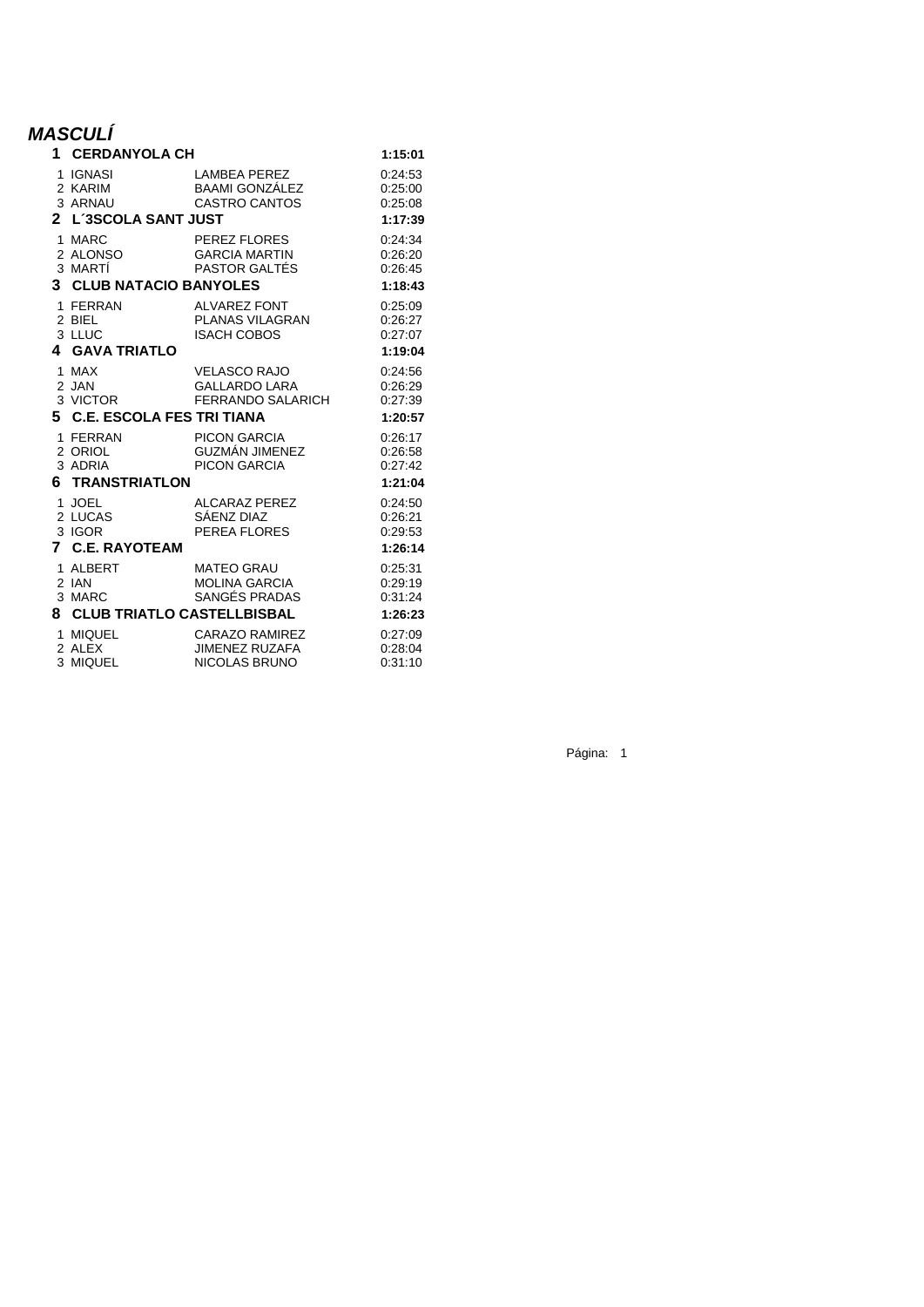## *MASCULÍ*

| | | | |
|---|---|---|---|
| **1** | **CERDANYOLA CH** | | **1:15:01** |
| 1 | IGNASI | LAMBEA PEREZ | 0:24:53 |
| 2 | KARIM | BAAMI GONZÁLEZ | 0:25:00 |
| 3 | ARNAU | CASTRO CANTOS | 0:25:08 |
| **2** | **L´3SCOLA SANT JUST** | | **1:17:39** |
| 1 | MARC | PEREZ FLORES | 0:24:34 |
| 2 | ALONSO | GARCIA MARTIN | 0:26:20 |
| 3 | MARTÍ | PASTOR GALTÉS | 0:26:45 |
| **3** | **CLUB NATACIO BANYOLES** | | **1:18:43** |
| 1 | FERRAN | ALVAREZ FONT | 0:25:09 |
| 2 | BIEL | PLANAS VILAGRAN | 0:26:27 |
| 3 | LLUC | ISACH COBOS | 0:27:07 |
| **4** | **GAVA TRIATLO** | | **1:19:04** |
| 1 | MAX | VELASCO RAJO | 0:24:56 |
| 2 | JAN | GALLARDO LARA | 0:26:29 |
| 3 | VICTOR | FERRANDO SALARICH | 0:27:39 |
| **5** | **C.E. ESCOLA FES TRI TIANA** | | **1:20:57** |
| 1 | FERRAN | PICON GARCIA | 0:26:17 |
| 2 | ORIOL | GUZMÁN JIMENEZ | 0:26:58 |
| 3 | ADRIA | PICON GARCIA | 0:27:42 |
| **6** | **TRANSTRIATLON** | | **1:21:04** |
| 1 | JOEL | ALCARAZ PEREZ | 0:24:50 |
| 2 | LUCAS | SÁENZ DIAZ | 0:26:21 |
| 3 | IGOR | PEREA FLORES | 0:29:53 |
| **7** | **C.E. RAYOTEAM** | | **1:26:14** |
| 1 | ALBERT | MATEO GRAU | 0:25:31 |
| 2 | IAN | MOLINA GARCIA | 0:29:19 |
| 3 | MARC | SANGÉS PRADAS | 0:31:24 |
| **8** | **CLUB TRIATLO CASTELLBISBAL** | | **1:26:23** |
| 1 | MIQUEL | CARAZO RAMIREZ | 0:27:09 |
| 2 | ALEX | JIMENEZ RUZAFA | 0:28:04 |
| 3 | MIQUEL | NICOLAS BRUNO | 0:31:10 |